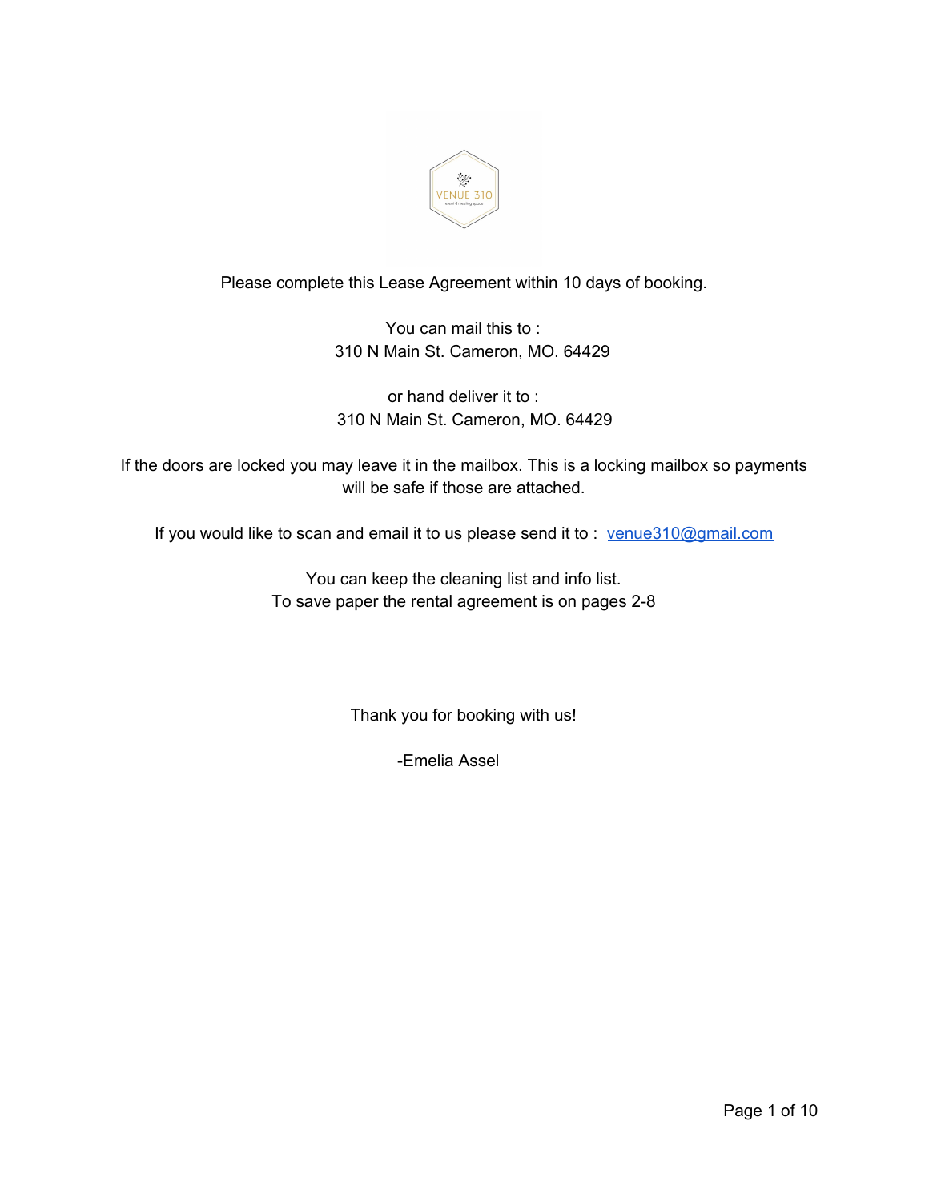Please complete this Lease Agreement within 10 days of booking.

You can mail this to :
310 N Main St. Cameron, MO. 64429

or hand deliver it to :
310 N Main St. Cameron, MO. 64429

If the doors are locked you may leave it in the mailbox. This is a locking mailbox so payments will be safe if those are attached.

If you would like to scan and email it to us please send it to : venue310@gmail.com

You can keep the cleaning list and info list.
To save paper the rental agreement is on pages 2-8

Thank you for booking with us!

-Emelia Assel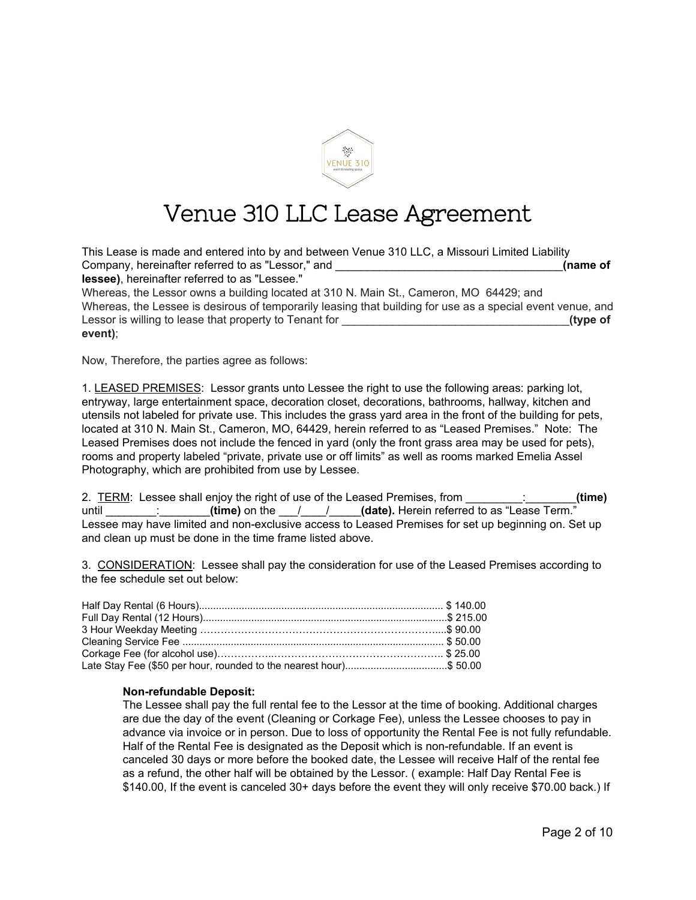# Venue 310 LLC Lease Agreement

This Lease is made and entered into by and between Venue 310 LLC, a Missouri Limited Liability Company, hereinafter referred to as "Lessor," and _____________________________________**(name of lessee)**, hereinafter referred to as "Lessee."

Whereas, the Lessor owns a building located at 310 N. Main St., Cameron, MO 64429; and

Whereas, the Lessee is desirous of temporarily leasing that building for use as a special event venue, and Lessor is willing to lease that property to Tenant for _____________________________________**(type of event)**;

Now, Therefore, the parties agree as follows:

1. LEASED PREMISES: Lessor grants unto Lessee the right to use the following areas: parking lot, entryway, large entertainment space, decoration closet, decorations, bathrooms, hallway, kitchen and utensils not labeled for private use. This includes the grass yard area in the front of the building for pets, located at 310 N. Main St., Cameron, MO, 64429, herein referred to as "Leased Premises." Note: The Leased Premises does not include the fenced in yard (only the front grass area may be used for pets), rooms and property labeled "private, private use or off limits" as well as rooms marked Emelia Assel Photography, which are prohibited from use by Lessee.

2. TERM: Lessee shall enjoy the right of use of the Leased Premises, from _________:________**(time)** until ________:________**(time)** on the ___/____/_____**(date).** Herein referred to as "Lease Term." Lessee may have limited and non-exclusive access to Leased Premises for set up beginning on. Set up and clean up must be done in the time frame listed above.

3. CONSIDERATION: Lessee shall pay the consideration for use of the Leased Premises according to the fee schedule set out below:

| Item | Fee |
| --- | --- |
| Half Day Rental (6 Hours) | $ 140.00 |
| Full Day Rental (12 Hours) | $ 215.00 |
| 3 Hour Weekday Meeting | $ 90.00 |
| Cleaning Service Fee | $ 50.00 |
| Corkage Fee (for alcohol use) | $ 25.00 |
| Late Stay Fee ($50 per hour, rounded to the nearest hour) | $ 50.00 |

**Non-refundable Deposit:**

The Lessee shall pay the full rental fee to the Lessor at the time of booking. Additional charges are due the day of the event (Cleaning or Corkage Fee), unless the Lessee chooses to pay in advance via invoice or in person. Due to loss of opportunity the Rental Fee is not fully refundable. Half of the Rental Fee is designated as the Deposit which is non-refundable. If an event is canceled 30 days or more before the booked date, the Lessee will receive Half of the rental fee as a refund, the other half will be obtained by the Lessor. ( example: Half Day Rental Fee is $140.00, If the event is canceled 30+ days before the event they will only receive $70.00 back.) If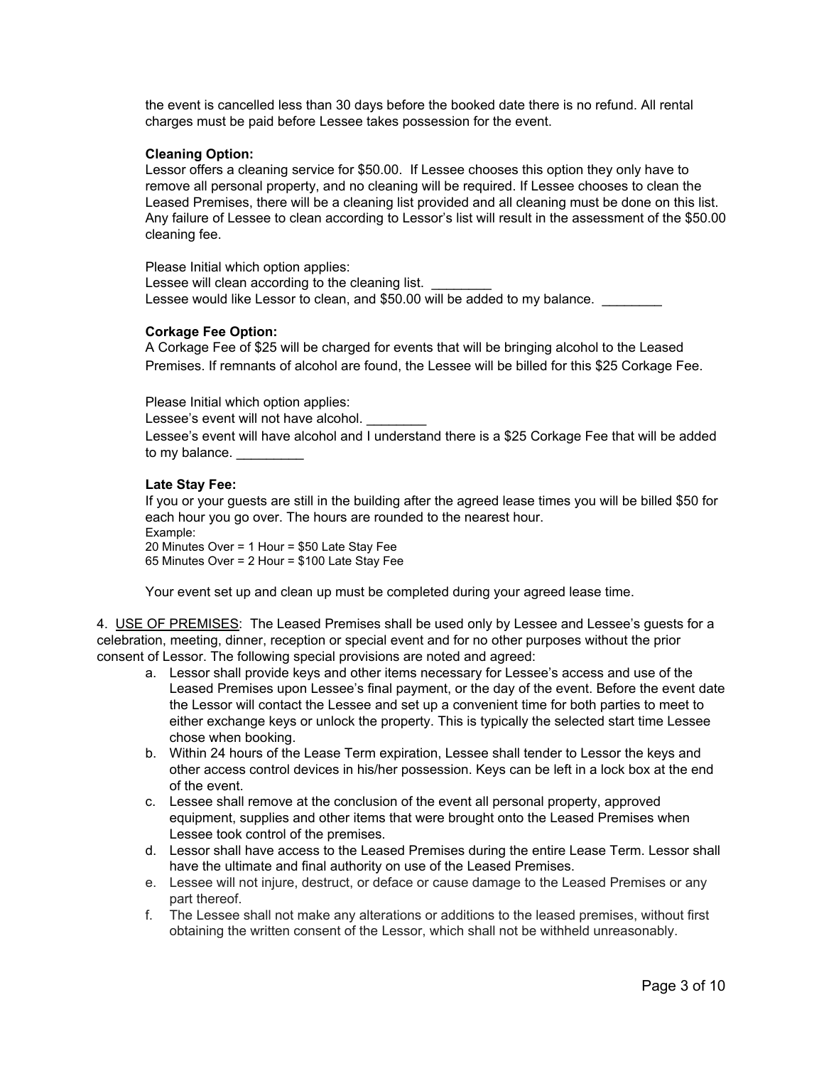the event is cancelled less than 30 days before the booked date there is no refund. All rental charges must be paid before Lessee takes possession for the event.

**Cleaning Option:**
Lessor offers a cleaning service for $50.00. If Lessee chooses this option they only have to remove all personal property, and no cleaning will be required. If Lessee chooses to clean the Leased Premises, there will be a cleaning list provided and all cleaning must be done on this list. Any failure of Lessee to clean according to Lessor's list will result in the assessment of the $50.00 cleaning fee.

Please Initial which option applies:
Lessee will clean according to the cleaning list. ________
Lessee would like Lessor to clean, and $50.00 will be added to my balance. ________

**Corkage Fee Option:**
A Corkage Fee of $25 will be charged for events that will be bringing alcohol to the Leased Premises. If remnants of alcohol are found, the Lessee will be billed for this $25 Corkage Fee.

Please Initial which option applies:
Lessee's event will not have alcohol. ________
Lessee's event will have alcohol and I understand there is a $25 Corkage Fee that will be added to my balance. _________

**Late Stay Fee:**
If you or your guests are still in the building after the agreed lease times you will be billed $50 for each hour you go over. The hours are rounded to the nearest hour.
Example:
20 Minutes Over = 1 Hour = $50 Late Stay Fee
65 Minutes Over = 2 Hour = $100 Late Stay Fee

Your event set up and clean up must be completed during your agreed lease time.

4. USE OF PREMISES: The Leased Premises shall be used only by Lessee and Lessee's guests for a celebration, meeting, dinner, reception or special event and for no other purposes without the prior consent of Lessor. The following special provisions are noted and agreed:

a. Lessor shall provide keys and other items necessary for Lessee's access and use of the Leased Premises upon Lessee's final payment, or the day of the event. Before the event date the Lessor will contact the Lessee and set up a convenient time for both parties to meet to either exchange keys or unlock the property. This is typically the selected start time Lessee chose when booking.
b. Within 24 hours of the Lease Term expiration, Lessee shall tender to Lessor the keys and other access control devices in his/her possession. Keys can be left in a lock box at the end of the event.
c. Lessee shall remove at the conclusion of the event all personal property, approved equipment, supplies and other items that were brought onto the Leased Premises when Lessee took control of the premises.
d. Lessor shall have access to the Leased Premises during the entire Lease Term. Lessor shall have the ultimate and final authority on use of the Leased Premises.
e. Lessee will not injure, destruct, or deface or cause damage to the Leased Premises or any part thereof.
f. The Lessee shall not make any alterations or additions to the leased premises, without first obtaining the written consent of the Lessor, which shall not be withheld unreasonably.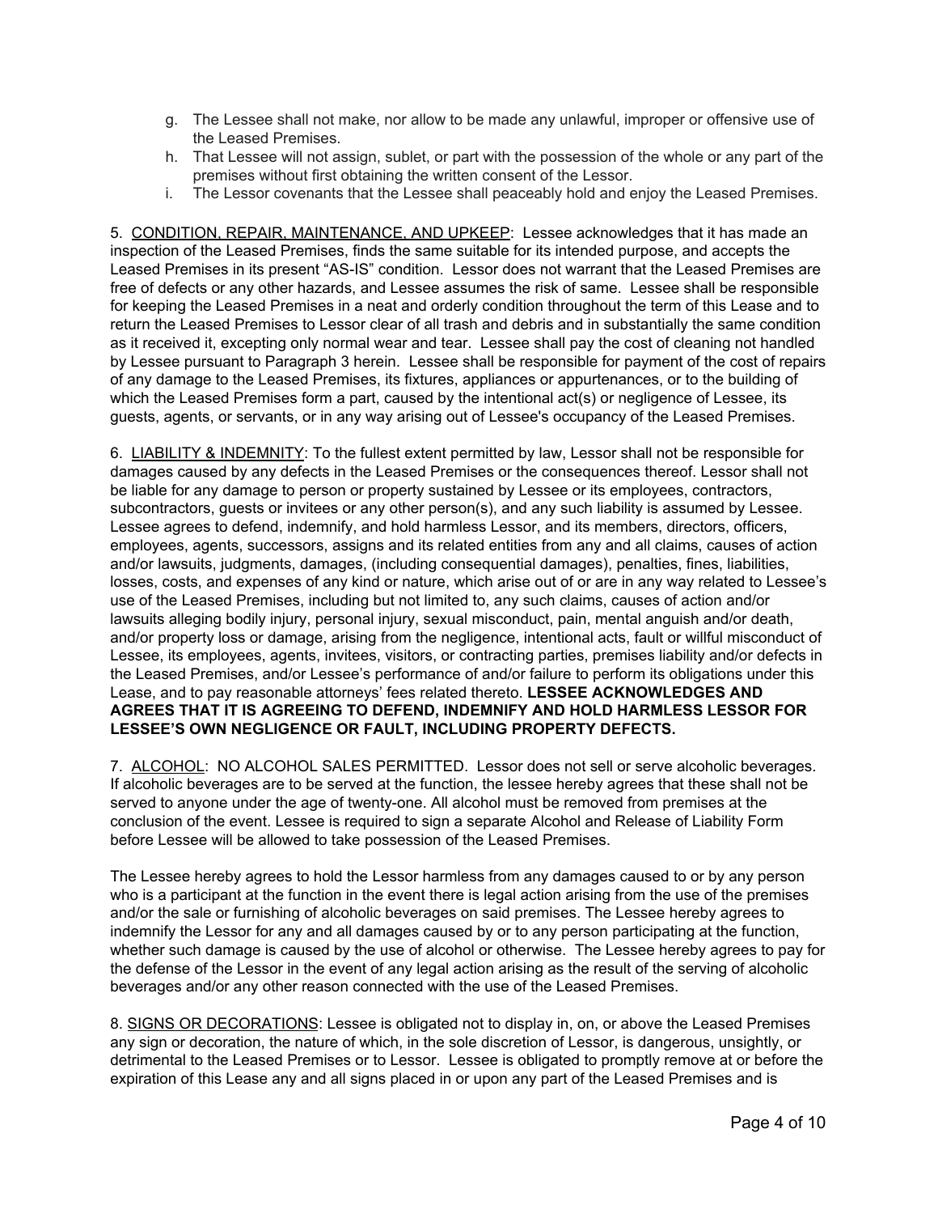g. The Lessee shall not make, nor allow to be made any unlawful, improper or offensive use of the Leased Premises.
h. That Lessee will not assign, sublet, or part with the possession of the whole or any part of the premises without first obtaining the written consent of the Lessor.
i. The Lessor covenants that the Lessee shall peaceably hold and enjoy the Leased Premises.

5. <u>CONDITION, REPAIR, MAINTENANCE, AND UPKEEP</u>: Lessee acknowledges that it has made an inspection of the Leased Premises, finds the same suitable for its intended purpose, and accepts the Leased Premises in its present "AS-IS" condition. Lessor does not warrant that the Leased Premises are free of defects or any other hazards, and Lessee assumes the risk of same. Lessee shall be responsible for keeping the Leased Premises in a neat and orderly condition throughout the term of this Lease and to return the Leased Premises to Lessor clear of all trash and debris and in substantially the same condition as it received it, excepting only normal wear and tear. Lessee shall pay the cost of cleaning not handled by Lessee pursuant to Paragraph 3 herein. Lessee shall be responsible for payment of the cost of repairs of any damage to the Leased Premises, its fixtures, appliances or appurtenances, or to the building of which the Leased Premises form a part, caused by the intentional act(s) or negligence of Lessee, its guests, agents, or servants, or in any way arising out of Lessee's occupancy of the Leased Premises.

6. <u>LIABILITY & INDEMNITY</u>: To the fullest extent permitted by law, Lessor shall not be responsible for damages caused by any defects in the Leased Premises or the consequences thereof. Lessor shall not be liable for any damage to person or property sustained by Lessee or its employees, contractors, subcontractors, guests or invitees or any other person(s), and any such liability is assumed by Lessee. Lessee agrees to defend, indemnify, and hold harmless Lessor, and its members, directors, officers, employees, agents, successors, assigns and its related entities from any and all claims, causes of action and/or lawsuits, judgments, damages, (including consequential damages), penalties, fines, liabilities, losses, costs, and expenses of any kind or nature, which arise out of or are in any way related to Lessee's use of the Leased Premises, including but not limited to, any such claims, causes of action and/or lawsuits alleging bodily injury, personal injury, sexual misconduct, pain, mental anguish and/or death, and/or property loss or damage, arising from the negligence, intentional acts, fault or willful misconduct of Lessee, its employees, agents, invitees, visitors, or contracting parties, premises liability and/or defects in the Leased Premises, and/or Lessee's performance of and/or failure to perform its obligations under this Lease, and to pay reasonable attorneys' fees related thereto. **LESSEE ACKNOWLEDGES AND AGREES THAT IT IS AGREEING TO DEFEND, INDEMNIFY AND HOLD HARMLESS LESSOR FOR LESSEE'S OWN NEGLIGENCE OR FAULT, INCLUDING PROPERTY DEFECTS.**

7. <u>ALCOHOL</u>: NO ALCOHOL SALES PERMITTED. Lessor does not sell or serve alcoholic beverages. If alcoholic beverages are to be served at the function, the lessee hereby agrees that these shall not be served to anyone under the age of twenty-one. All alcohol must be removed from premises at the conclusion of the event. Lessee is required to sign a separate Alcohol and Release of Liability Form before Lessee will be allowed to take possession of the Leased Premises.

The Lessee hereby agrees to hold the Lessor harmless from any damages caused to or by any person who is a participant at the function in the event there is legal action arising from the use of the premises and/or the sale or furnishing of alcoholic beverages on said premises. The Lessee hereby agrees to indemnify the Lessor for any and all damages caused by or to any person participating at the function, whether such damage is caused by the use of alcohol or otherwise. The Lessee hereby agrees to pay for the defense of the Lessor in the event of any legal action arising as the result of the serving of alcoholic beverages and/or any other reason connected with the use of the Leased Premises.

8. <u>SIGNS OR DECORATIONS</u>: Lessee is obligated not to display in, on, or above the Leased Premises any sign or decoration, the nature of which, in the sole discretion of Lessor, is dangerous, unsightly, or detrimental to the Leased Premises or to Lessor. Lessee is obligated to promptly remove at or before the expiration of this Lease any and all signs placed in or upon any part of the Leased Premises and is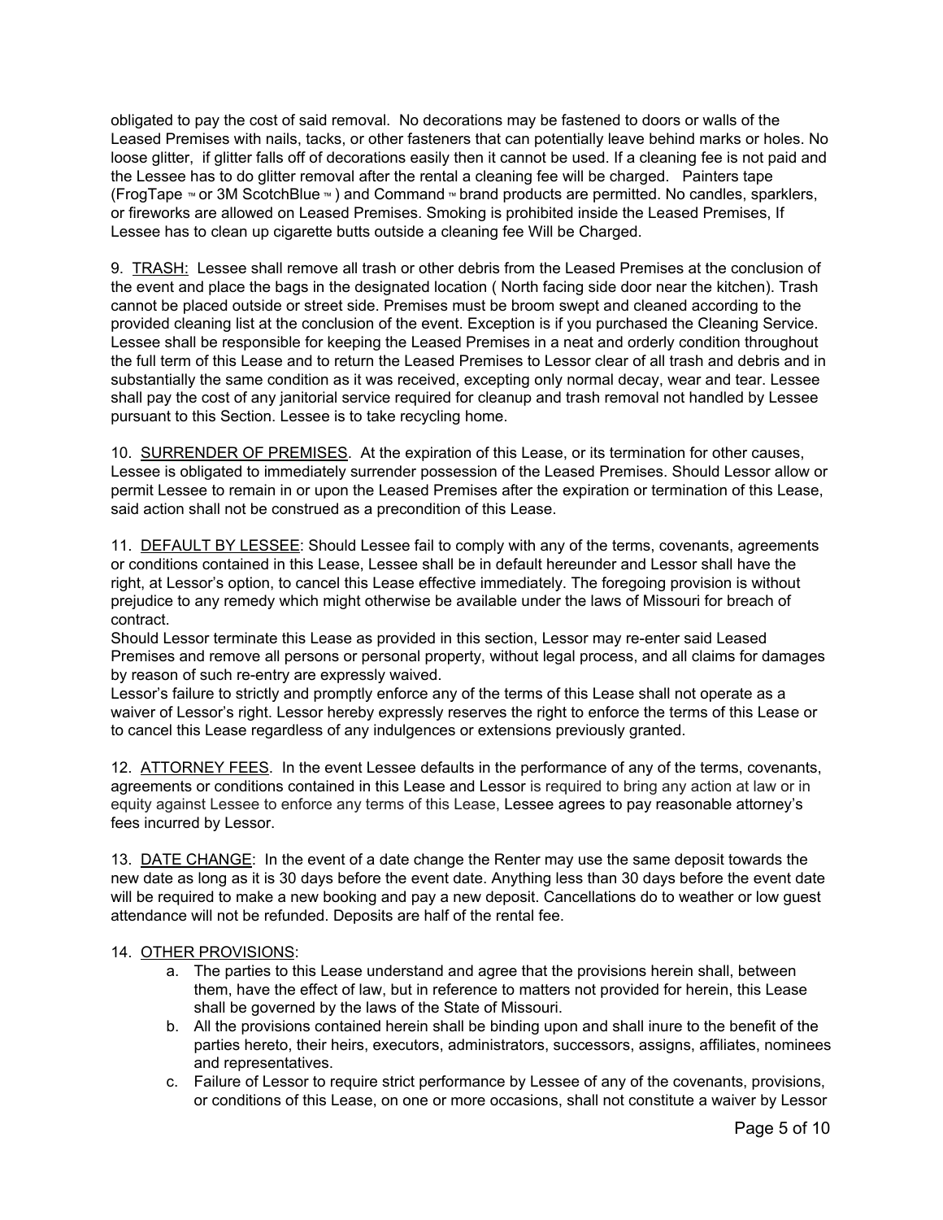obligated to pay the cost of said removal. No decorations may be fastened to doors or walls of the Leased Premises with nails, tacks, or other fasteners that can potentially leave behind marks or holes. No loose glitter, if glitter falls off of decorations easily then it cannot be used. If a cleaning fee is not paid and the Lessee has to do glitter removal after the rental a cleaning fee will be charged. Painters tape (FrogTape ™ or 3M ScotchBlue ™ ) and Command ™ brand products are permitted. No candles, sparklers, or fireworks are allowed on Leased Premises. Smoking is prohibited inside the Leased Premises, If Lessee has to clean up cigarette butts outside a cleaning fee Will be Charged.

9. <u>TRASH:</u> Lessee shall remove all trash or other debris from the Leased Premises at the conclusion of the event and place the bags in the designated location ( North facing side door near the kitchen). Trash cannot be placed outside or street side. Premises must be broom swept and cleaned according to the provided cleaning list at the conclusion of the event. Exception is if you purchased the Cleaning Service. Lessee shall be responsible for keeping the Leased Premises in a neat and orderly condition throughout the full term of this Lease and to return the Leased Premises to Lessor clear of all trash and debris and in substantially the same condition as it was received, excepting only normal decay, wear and tear. Lessee shall pay the cost of any janitorial service required for cleanup and trash removal not handled by Lessee pursuant to this Section. Lessee is to take recycling home.

10. <u>SURRENDER OF PREMISES</u>. At the expiration of this Lease, or its termination for other causes, Lessee is obligated to immediately surrender possession of the Leased Premises. Should Lessor allow or permit Lessee to remain in or upon the Leased Premises after the expiration or termination of this Lease, said action shall not be construed as a precondition of this Lease.

11. <u>DEFAULT BY LESSEE</u>: Should Lessee fail to comply with any of the terms, covenants, agreements or conditions contained in this Lease, Lessee shall be in default hereunder and Lessor shall have the right, at Lessor's option, to cancel this Lease effective immediately. The foregoing provision is without prejudice to any remedy which might otherwise be available under the laws of Missouri for breach of contract.
Should Lessor terminate this Lease as provided in this section, Lessor may re-enter said Leased Premises and remove all persons or personal property, without legal process, and all claims for damages by reason of such re-entry are expressly waived.
Lessor's failure to strictly and promptly enforce any of the terms of this Lease shall not operate as a waiver of Lessor's right. Lessor hereby expressly reserves the right to enforce the terms of this Lease or to cancel this Lease regardless of any indulgences or extensions previously granted.

12. <u>ATTORNEY FEES</u>. In the event Lessee defaults in the performance of any of the terms, covenants, agreements or conditions contained in this Lease and Lessor is required to bring any action at law or in equity against Lessee to enforce any terms of this Lease, Lessee agrees to pay reasonable attorney's fees incurred by Lessor.

13. <u>DATE CHANGE</u>: In the event of a date change the Renter may use the same deposit towards the new date as long as it is 30 days before the event date. Anything less than 30 days before the event date will be required to make a new booking and pay a new deposit. Cancellations do to weather or low guest attendance will not be refunded. Deposits are half of the rental fee.

14. <u>OTHER PROVISIONS</u>:

a. The parties to this Lease understand and agree that the provisions herein shall, between them, have the effect of law, but in reference to matters not provided for herein, this Lease shall be governed by the laws of the State of Missouri.
b. All the provisions contained herein shall be binding upon and shall inure to the benefit of the parties hereto, their heirs, executors, administrators, successors, assigns, affiliates, nominees and representatives.
c. Failure of Lessor to require strict performance by Lessee of any of the covenants, provisions, or conditions of this Lease, on one or more occasions, shall not constitute a waiver by Lessor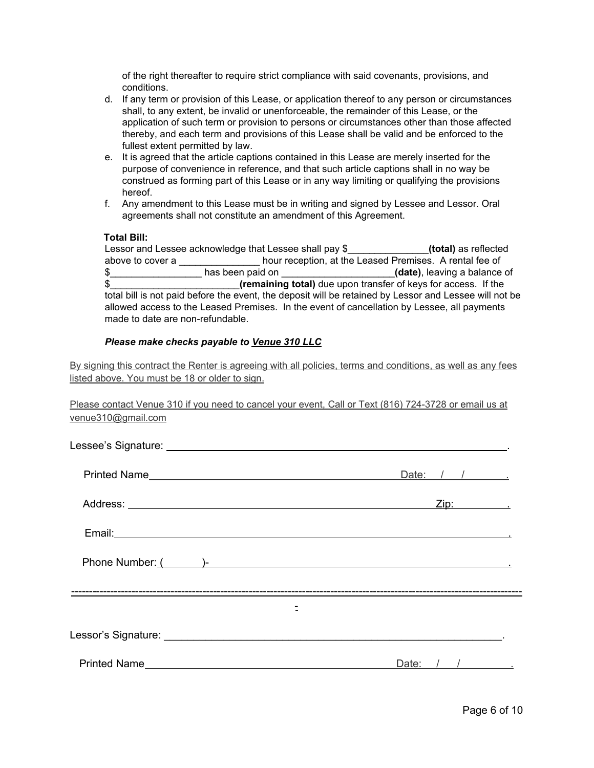of the right thereafter to require strict compliance with said covenants, provisions, and conditions.

d. If any term or provision of this Lease, or application thereof to any person or circumstances shall, to any extent, be invalid or unenforceable, the remainder of this Lease, or the application of such term or provision to persons or circumstances other than those affected thereby, and each term and provisions of this Lease shall be valid and be enforced to the fullest extent permitted by law.
e. It is agreed that the article captions contained in this Lease are merely inserted for the purpose of convenience in reference, and that such article captions shall in no way be construed as forming part of this Lease or in any way limiting or qualifying the provisions hereof.
f. Any amendment to this Lease must be in writing and signed by Lessee and Lessor. Oral agreements shall not constitute an amendment of this Agreement.

**Total Bill:**

Lessor and Lessee acknowledge that Lessee shall pay $_______________**(total)** as reflected above to cover a _______________ hour reception, at the Leased Premises. A rental fee of $_________________ has been paid on _____________________**(date)**, leaving a balance of $_______________________**(remaining total)** due upon transfer of keys for access. If the total bill is not paid before the event, the deposit will be retained by Lessor and Lessee will not be allowed access to the Leased Premises. In the event of cancellation by Lessee, all payments made to date are non-refundable.

***Please make checks payable to Venue 310 LLC***

By signing this contract the Renter is agreeing with all policies, terms and conditions, as well as any fees listed above. You must be 18 or older to sign.

Please contact Venue 310 if you need to cancel your event, Call or Text (816) 724-3728 or email us at venue310@gmail.com

Lessee's Signature: ______________________________________________.

Printed Name______________________________________ Date: / / .

Address: ____________________________________________ Zip: .

Email:____________________________________________________ .

Phone Number: ( )- ______________________________________ .

---

Lessor's Signature: ______________________________________________.

Printed Name______________________________________ Date: / / .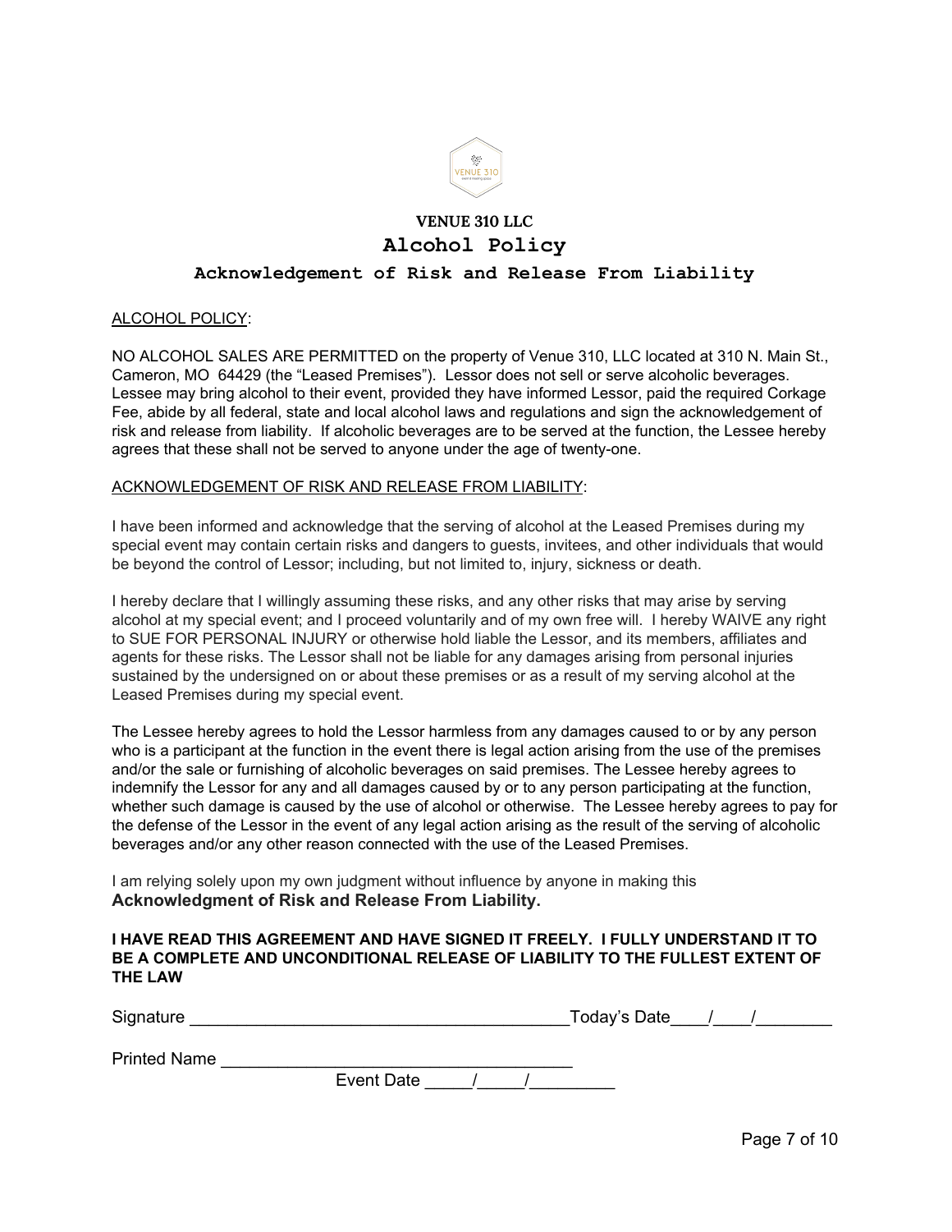# VENUE 310 LLC

## Alcohol Policy

### Acknowledgement of Risk and Release From Liability

ALCOHOL POLICY:

NO ALCOHOL SALES ARE PERMITTED on the property of Venue 310, LLC located at 310 N. Main St., Cameron, MO 64429 (the "Leased Premises"). Lessor does not sell or serve alcoholic beverages. Lessee may bring alcohol to their event, provided they have informed Lessor, paid the required Corkage Fee, abide by all federal, state and local alcohol laws and regulations and sign the acknowledgement of risk and release from liability. If alcoholic beverages are to be served at the function, the Lessee hereby agrees that these shall not be served to anyone under the age of twenty-one.

ACKNOWLEDGEMENT OF RISK AND RELEASE FROM LIABILITY:

I have been informed and acknowledge that the serving of alcohol at the Leased Premises during my special event may contain certain risks and dangers to guests, invitees, and other individuals that would be beyond the control of Lessor; including, but not limited to, injury, sickness or death.

I hereby declare that I willingly assuming these risks, and any other risks that may arise by serving alcohol at my special event; and I proceed voluntarily and of my own free will. I hereby WAIVE any right to SUE FOR PERSONAL INJURY or otherwise hold liable the Lessor, and its members, affiliates and agents for these risks. The Lessor shall not be liable for any damages arising from personal injuries sustained by the undersigned on or about these premises or as a result of my serving alcohol at the Leased Premises during my special event.

The Lessee hereby agrees to hold the Lessor harmless from any damages caused to or by any person who is a participant at the function in the event there is legal action arising from the use of the premises and/or the sale or furnishing of alcoholic beverages on said premises. The Lessee hereby agrees to indemnify the Lessor for any and all damages caused by or to any person participating at the function, whether such damage is caused by the use of alcohol or otherwise. The Lessee hereby agrees to pay for the defense of the Lessor in the event of any legal action arising as the result of the serving of alcoholic beverages and/or any other reason connected with the use of the Leased Premises.

I am relying solely upon my own judgment without influence by anyone in making this **Acknowledgment of Risk and Release From Liability.**

**I HAVE READ THIS AGREEMENT AND HAVE SIGNED IT FREELY. I FULLY UNDERSTAND IT TO BE A COMPLETE AND UNCONDITIONAL RELEASE OF LIABILITY TO THE FULLEST EXTENT OF THE LAW**

Signature ________________________________________ Today's Date____/____/________

Printed Name ____________________________________

Event Date _____/_____/_________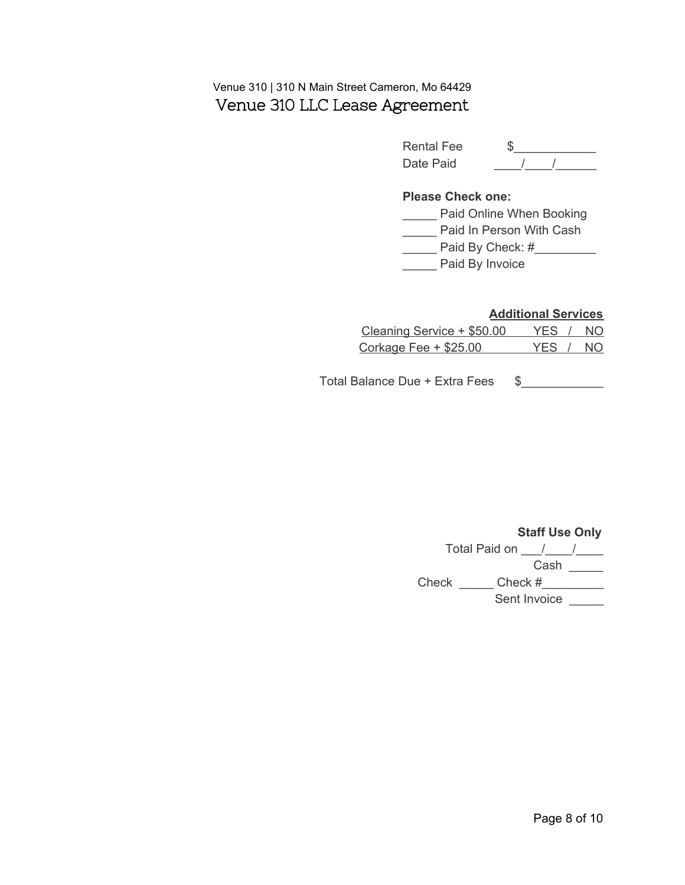Venue 310 | 310 N Main Street Cameron, Mo 64429

# Venue 310 LLC Lease Agreement

Rental Fee $____________
Date Paid ____/____/______

**Please Check one:**

_____ Paid Online When Booking
_____ Paid In Person With Cash
_____ Paid By Check: #_________
_____ Paid By Invoice

**Additional Services**

Cleaning Service + $50.00 YES / NO
Corkage Fee + $25.00 YES / NO

Total Balance Due + Extra Fees $____________

**Staff Use Only**

Total Paid on ___/____/____
Cash _____
Check _____ Check #_________
Sent Invoice _____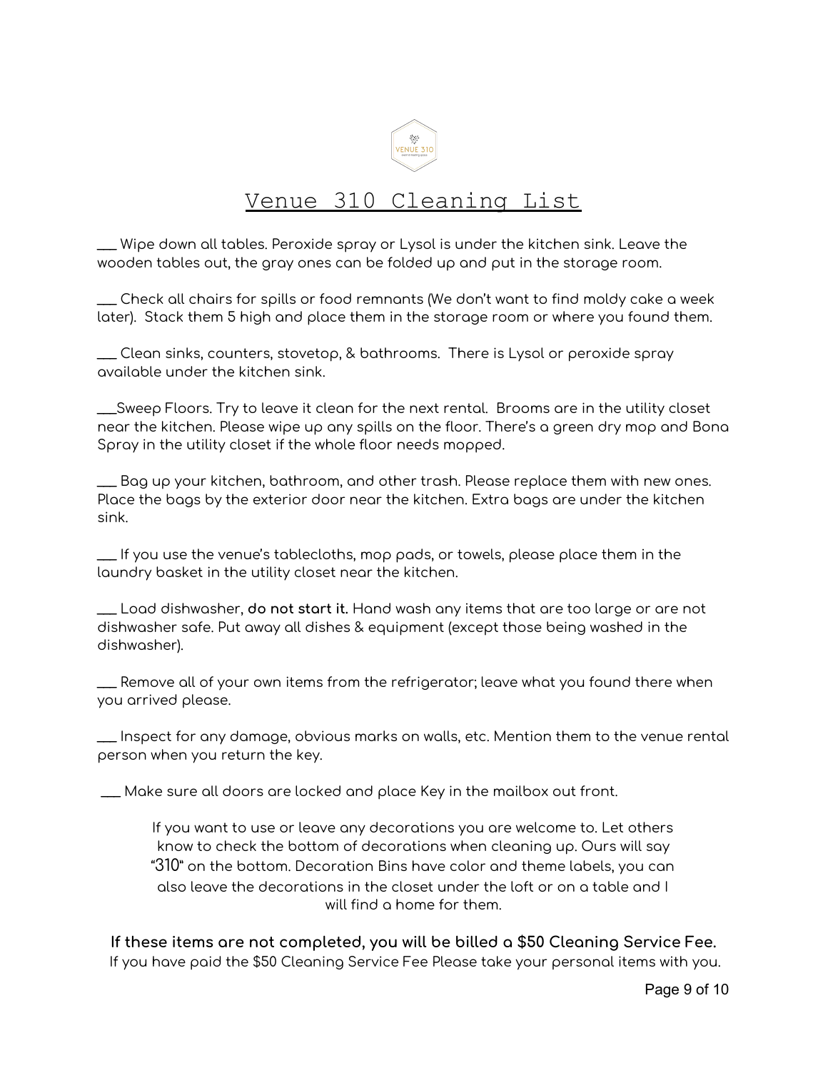# Venue 310 Cleaning List

___ Wipe down all tables. Peroxide spray or Lysol is under the kitchen sink. Leave the wooden tables out, the gray ones can be folded up and put in the storage room.

___ Check all chairs for spills or food remnants (We don't want to find moldy cake a week later). Stack them 5 high and place them in the storage room or where you found them.

___ Clean sinks, counters, stovetop, & bathrooms. There is Lysol or peroxide spray available under the kitchen sink.

___Sweep Floors. Try to leave it clean for the next rental. Brooms are in the utility closet near the kitchen. Please wipe up any spills on the floor. There's a green dry mop and Bona Spray in the utility closet if the whole floor needs mopped.

___ Bag up your kitchen, bathroom, and other trash. Please replace them with new ones. Place the bags by the exterior door near the kitchen. Extra bags are under the kitchen sink.

___ If you use the venue's tablecloths, mop pads, or towels, please place them in the laundry basket in the utility closet near the kitchen.

___ Load dishwasher, **do not start it.** Hand wash any items that are too large or are not dishwasher safe. Put away all dishes & equipment (except those being washed in the dishwasher).

___ Remove all of your own items from the refrigerator; leave what you found there when you arrived please.

___ Inspect for any damage, obvious marks on walls, etc. Mention them to the venue rental person when you return the key.

___ Make sure all doors are locked and place Key in the mailbox out front.

If you want to use or leave any decorations you are welcome to. Let others know to check the bottom of decorations when cleaning up. Ours will say "310" on the bottom. Decoration Bins have color and theme labels, you can also leave the decorations in the closet under the loft or on a table and I will find a home for them.

**If these items are not completed, you will be billed a $50 Cleaning Service Fee.**
If you have paid the $50 Cleaning Service Fee Please take your personal items with you.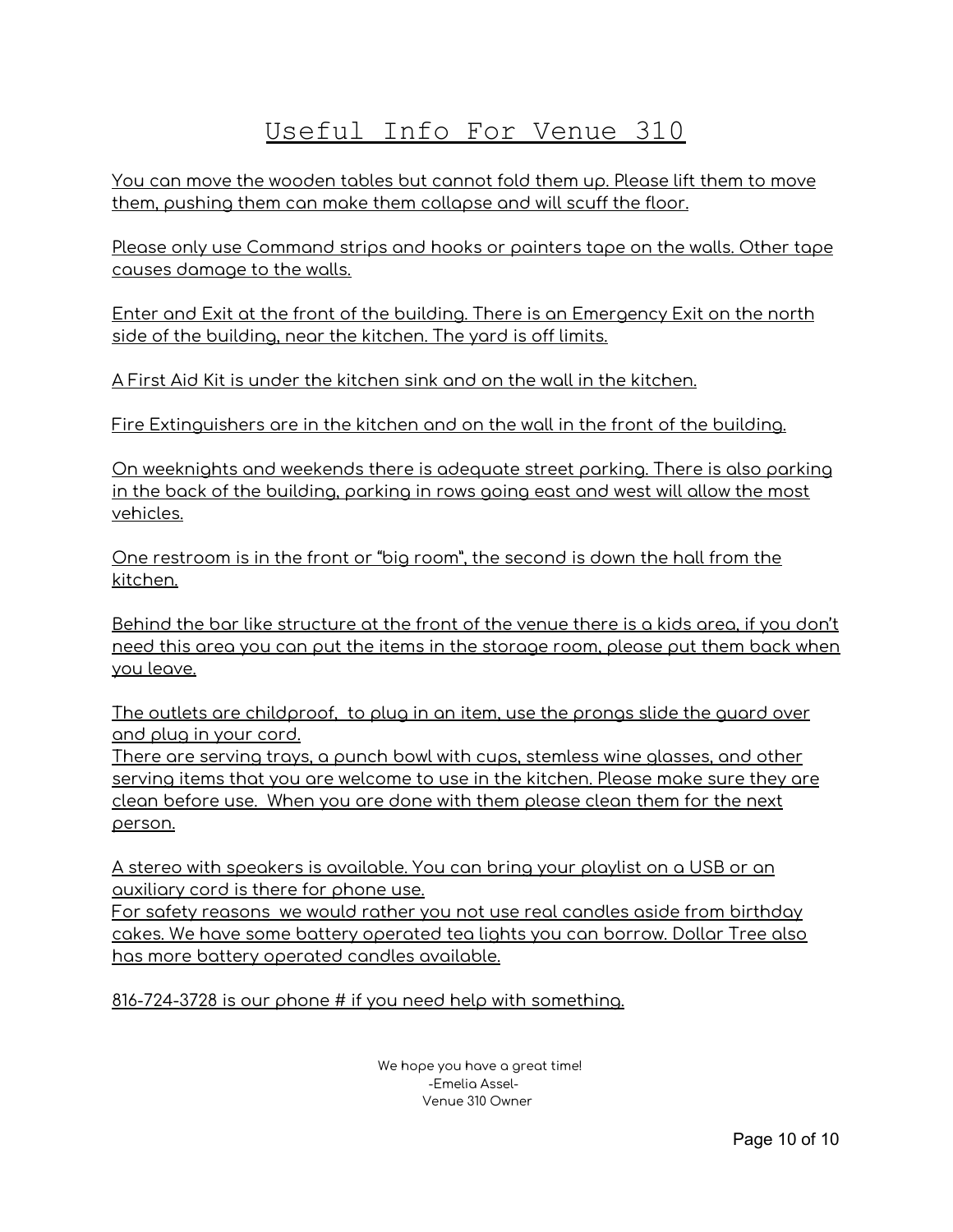# Useful Info For Venue 310

You can move the wooden tables but cannot fold them up. Please lift them to move them, pushing them can make them collapse and will scuff the floor.

Please only use Command strips and hooks or painters tape on the walls. Other tape causes damage to the walls.

Enter and Exit at the front of the building. There is an Emergency Exit on the north side of the building, near the kitchen. The yard is off limits.

A First Aid Kit is under the kitchen sink and on the wall in the kitchen.

Fire Extinguishers are in the kitchen and on the wall in the front of the building.

On weeknights and weekends there is adequate street parking. There is also parking in the back of the building, parking in rows going east and west will allow the most vehicles.

One restroom is in the front or "big room", the second is down the hall from the kitchen.

Behind the bar like structure at the front of the venue there is a kids area, if you don't need this area you can put the items in the storage room, please put them back when you leave.

The outlets are childproof, to plug in an item, use the prongs slide the guard over and plug in your cord.
There are serving trays, a punch bowl with cups, stemless wine glasses, and other serving items that you are welcome to use in the kitchen. Please make sure they are clean before use. When you are done with them please clean them for the next person.

A stereo with speakers is available. You can bring your playlist on a USB or an auxiliary cord is there for phone use.
For safety reasons we would rather you not use real candles aside from birthday cakes. We have some battery operated tea lights you can borrow. Dollar Tree also has more battery operated candles available.

816-724-3728 is our phone # if you need help with something.

We hope you have a great time!
-Emelia Assel-
Venue 310 Owner